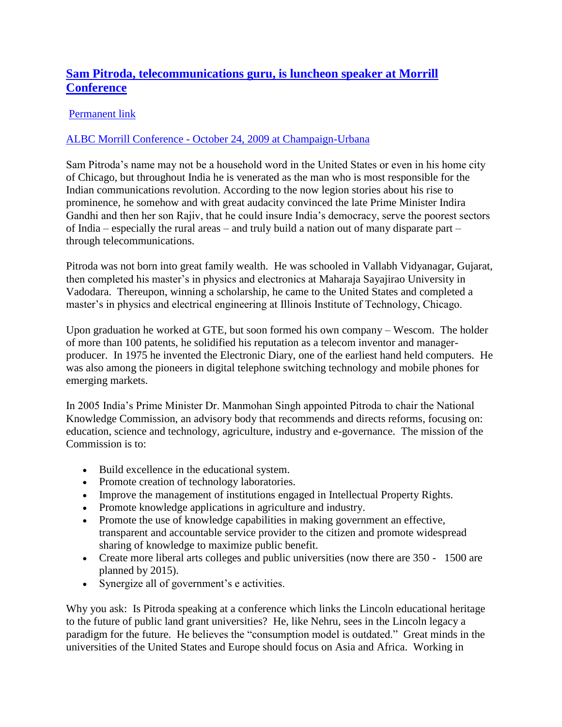## [Sam Pitroda, telecommunications guru, is luncheon speaker at Morrill Conference]()

[Permanent link]()

[ALBC Morrill Conference - October 24, 2009 at Champaign-Urbana]()

Sam Pitroda's name may not be a household word in the United States or even in his home city of Chicago, but throughout India he is venerated as the man who is most responsible for the Indian communications revolution. According to the now legion stories about his rise to prominence, he somehow and with great audacity convinced the late Prime Minister Indira Gandhi and then her son Rajiv, that he could insure India's democracy, serve the poorest sectors of India – especially the rural areas – and truly build a nation out of many disparate part – through telecommunications.

Pitroda was not born into great family wealth. He was schooled in Vallabh Vidyanagar, Gujarat, then completed his master's in physics and electronics at Maharaja Sayajirao University in Vadodara. Thereupon, winning a scholarship, he came to the United States and completed a master's in physics and electrical engineering at Illinois Institute of Technology, Chicago.

Upon graduation he worked at GTE, but soon formed his own company – Wescom. The holder of more than 100 patents, he solidified his reputation as a telecom inventor and manager-producer. In 1975 he invented the Electronic Diary, one of the earliest hand held computers. He was also among the pioneers in digital telephone switching technology and mobile phones for emerging markets.

In 2005 India's Prime Minister Dr. Manmohan Singh appointed Pitroda to chair the National Knowledge Commission, an advisory body that recommends and directs reforms, focusing on: education, science and technology, agriculture, industry and e-governance. The mission of the Commission is to:

- Build excellence in the educational system.
- Promote creation of technology laboratories.
- Improve the management of institutions engaged in Intellectual Property Rights.
- Promote knowledge applications in agriculture and industry.
- Promote the use of knowledge capabilities in making government an effective, transparent and accountable service provider to the citizen and promote widespread sharing of knowledge to maximize public benefit.
- Create more liberal arts colleges and public universities (now there are 350 - 1500 are planned by 2015).
- Synergize all of government's e activities.

Why you ask: Is Pitroda speaking at a conference which links the Lincoln educational heritage to the future of public land grant universities? He, like Nehru, sees in the Lincoln legacy a paradigm for the future. He believes the "consumption model is outdated." Great minds in the universities of the United States and Europe should focus on Asia and Africa. Working in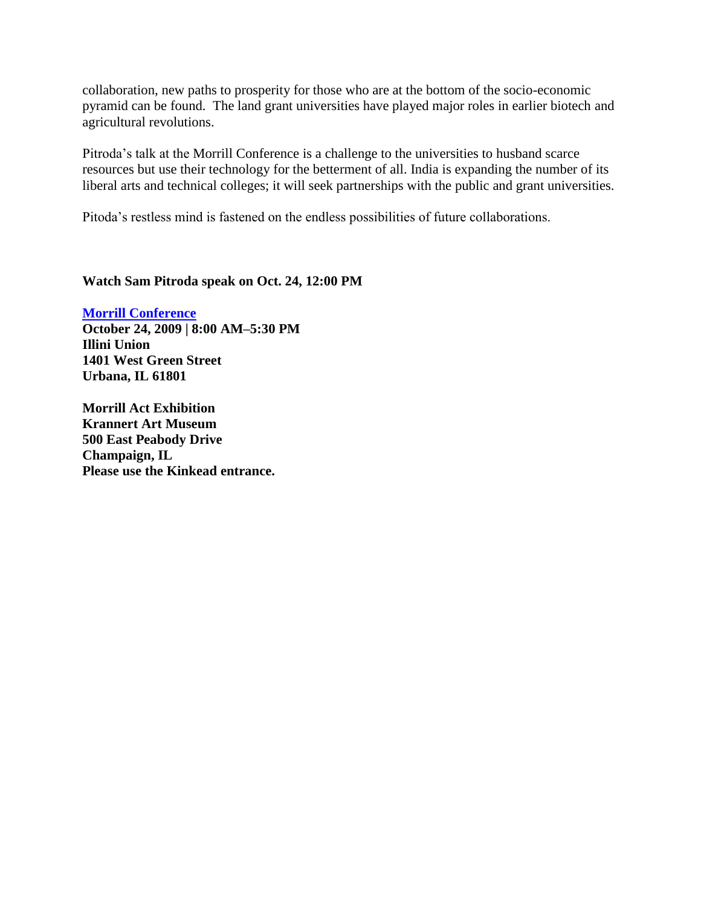collaboration, new paths to prosperity for those who are at the bottom of the socio-economic pyramid can be found. The land grant universities have played major roles in earlier biotech and agricultural revolutions.

Pitroda's talk at the Morrill Conference is a challenge to the universities to husband scarce resources but use their technology for the betterment of all. India is expanding the number of its liberal arts and technical colleges; it will seek partnerships with the public and grant universities.

Pitoda's restless mind is fastened on the endless possibilities of future collaborations.

**Watch Sam Pitroda speak on Oct. 24, 12:00 PM**

**Morrill Conference**
**October 24, 2009 | 8:00 AM–5:30 PM**
**Illini Union**
**1401 West Green Street**
**Urbana, IL 61801**

**Morrill Act Exhibition**
**Krannert Art Museum**
**500 East Peabody Drive**
**Champaign, IL**
**Please use the Kinkead entrance.**